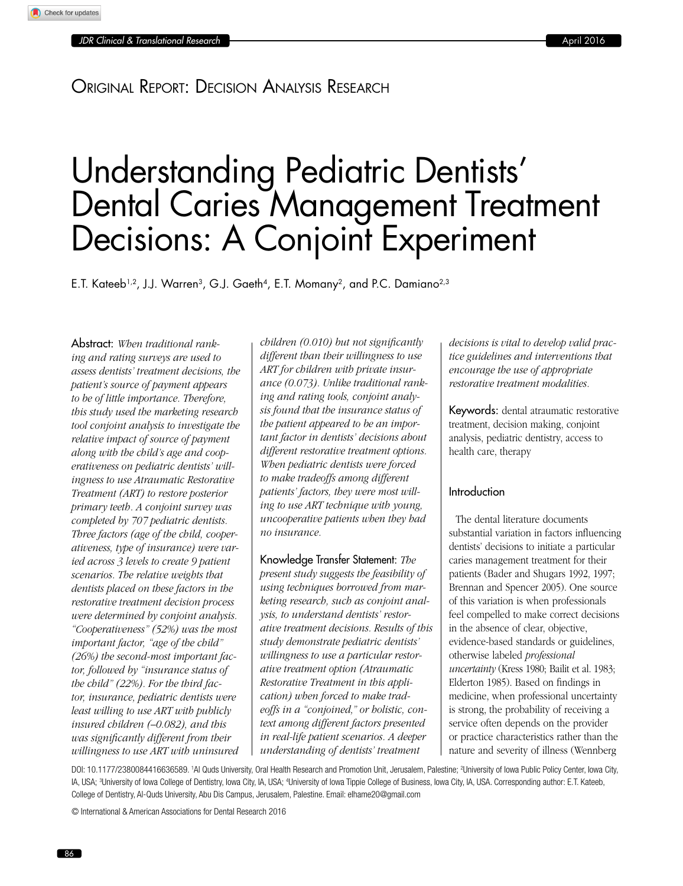Original Report: Decision Analysis Research

# Understanding Pediatric Dentists' Dental Caries Management Treatment Decisions: A Conjoint Experiment

E.T. Kateeb[1,2], J.J. Warren[3], G.J. Gaeth[4], E.T. Momany[2], and P.C. Damiano[2,3]

**Abstract:** *When traditional ranking and rating surveys are used to assess dentists' treatment decisions, the patient's source of payment appears to be of little importance. Therefore, this study used the marketing research tool conjoint analysis to investigate the relative impact of source of payment along with the child's age and cooperativeness on pediatric dentists' willingness to use Atraumatic Restorative Treatment (ART) to restore posterior primary teeth. A conjoint survey was completed by 707 pediatric dentists. Three factors (age of the child, cooperativeness, type of insurance) were varied across 3 levels to create 9 patient scenarios. The relative weights that dentists placed on these factors in the restorative treatment decision process were determined by conjoint analysis. "Cooperativeness" (52%) was the most important factor, "age of the child" (26%) the second-most important factor, followed by "insurance status of the child" (22%). For the third factor, insurance, pediatric dentists were least willing to use ART with publicly insured children (–0.082), and this was significantly different from their willingness to use ART with uninsured children (0.010) but not significantly different than their willingness to use ART for children with private insurance (0.073). Unlike traditional ranking and rating tools, conjoint analysis found that the insurance status of the patient appeared to be an important factor in dentists' decisions about different restorative treatment options. When pediatric dentists were forced to make tradeoffs among different patients' factors, they were most willing to use ART technique with young, uncooperative patients when they had no insurance.*

**Knowledge Transfer Statement:** *The present study suggests the feasibility of using techniques borrowed from marketing research, such as conjoint analysis, to understand dentists' restorative treatment decisions. Results of this study demonstrate pediatric dentists' willingness to use a particular restorative treatment option (Atraumatic Restorative Treatment in this application) when forced to make tradeoffs in a "conjoined," or holistic, context among different factors presented in real-life patient scenarios. A deeper understanding of dentists' treatment decisions is vital to develop valid practice guidelines and interventions that encourage the use of appropriate restorative treatment modalities.*

**Keywords:** dental atraumatic restorative treatment, decision making, conjoint analysis, pediatric dentistry, access to health care, therapy

## Introduction

The dental literature documents substantial variation in factors influencing dentists' decisions to initiate a particular caries management treatment for their patients (Bader and Shugars 1992, 1997; Brennan and Spencer 2005). One source of this variation is when professionals feel compelled to make correct decisions in the absence of clear, objective, evidence-based standards or guidelines, otherwise labeled *professional uncertainty* (Kress 1980; Bailit et al. 1983; Elderton 1985). Based on findings in medicine, when professional uncertainty is strong, the probability of receiving a service often depends on the provider or practice characteristics rather than the nature and severity of illness (Wennberg

DOI: 10.1177/2380084416636589. [1]Al Quds University, Oral Health Research and Promotion Unit, Jerusalem, Palestine; [2]University of Iowa Public Policy Center, Iowa City, IA, USA; [3]University of Iowa College of Dentistry, Iowa City, IA, USA; [4]University of Iowa Tippie College of Business, Iowa City, IA, USA. Corresponding author: E.T. Kateeb, College of Dentistry, Al-Quds University, Abu Dis Campus, Jerusalem, Palestine. Email: elhame20@gmail.com

© International & American Associations for Dental Research 2016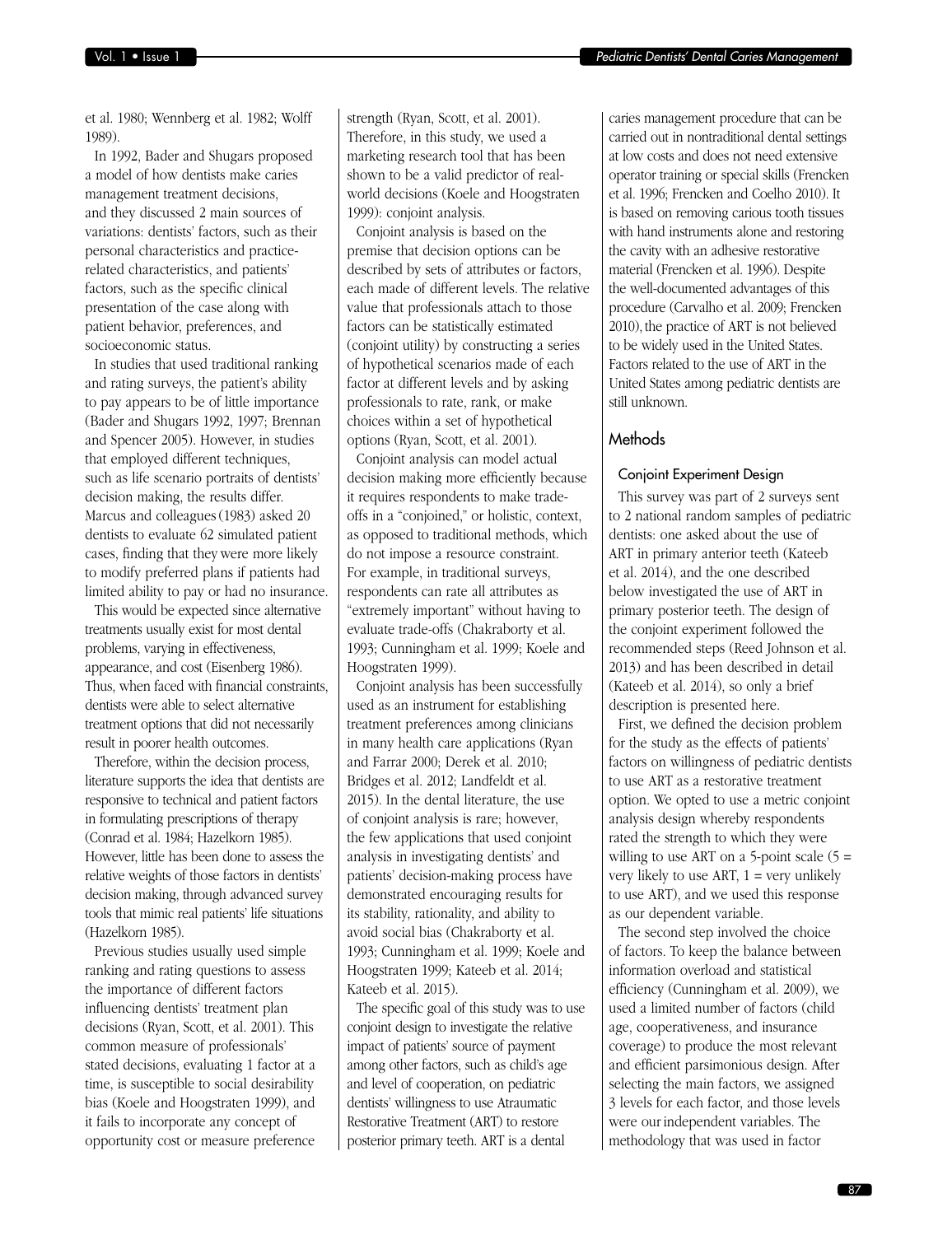et al. 1980; Wennberg et al. 1982; Wolff 1989).

In 1992, Bader and Shugars proposed a model of how dentists make caries management treatment decisions, and they discussed 2 main sources of variations: dentists' factors, such as their personal characteristics and practice-related characteristics, and patients' factors, such as the specific clinical presentation of the case along with patient behavior, preferences, and socioeconomic status.

In studies that used traditional ranking and rating surveys, the patient's ability to pay appears to be of little importance (Bader and Shugars 1992, 1997; Brennan and Spencer 2005). However, in studies that employed different techniques, such as life scenario portraits of dentists' decision making, the results differ. Marcus and colleagues (1983) asked 20 dentists to evaluate 62 simulated patient cases, finding that they were more likely to modify preferred plans if patients had limited ability to pay or had no insurance.

This would be expected since alternative treatments usually exist for most dental problems, varying in effectiveness, appearance, and cost (Eisenberg 1986). Thus, when faced with financial constraints, dentists were able to select alternative treatment options that did not necessarily result in poorer health outcomes.

Therefore, within the decision process, literature supports the idea that dentists are responsive to technical and patient factors in formulating prescriptions of therapy (Conrad et al. 1984; Hazelkorn 1985). However, little has been done to assess the relative weights of those factors in dentists' decision making, through advanced survey tools that mimic real patients' life situations (Hazelkorn 1985).

Previous studies usually used simple ranking and rating questions to assess the importance of different factors influencing dentists' treatment plan decisions (Ryan, Scott, et al. 2001). This common measure of professionals' stated decisions, evaluating 1 factor at a time, is susceptible to social desirability bias (Koele and Hoogstraten 1999), and it fails to incorporate any concept of opportunity cost or measure preference strength (Ryan, Scott, et al. 2001). Therefore, in this study, we used a marketing research tool that has been shown to be a valid predictor of real-world decisions (Koele and Hoogstraten 1999): conjoint analysis.

Conjoint analysis is based on the premise that decision options can be described by sets of attributes or factors, each made of different levels. The relative value that professionals attach to those factors can be statistically estimated (conjoint utility) by constructing a series of hypothetical scenarios made of each factor at different levels and by asking professionals to rate, rank, or make choices within a set of hypothetical options (Ryan, Scott, et al. 2001).

Conjoint analysis can model actual decision making more efficiently because it requires respondents to make trade-offs in a "conjoined," or holistic, context, as opposed to traditional methods, which do not impose a resource constraint. For example, in traditional surveys, respondents can rate all attributes as "extremely important" without having to evaluate trade-offs (Chakraborty et al. 1993; Cunningham et al. 1999; Koele and Hoogstraten 1999).

Conjoint analysis has been successfully used as an instrument for establishing treatment preferences among clinicians in many health care applications (Ryan and Farrar 2000; Derek et al. 2010; Bridges et al. 2012; Landfeldt et al. 2015). In the dental literature, the use of conjoint analysis is rare; however, the few applications that used conjoint analysis in investigating dentists' and patients' decision-making process have demonstrated encouraging results for its stability, rationality, and ability to avoid social bias (Chakraborty et al. 1993; Cunningham et al. 1999; Koele and Hoogstraten 1999; Kateeb et al. 2014; Kateeb et al. 2015).

The specific goal of this study was to use conjoint design to investigate the relative impact of patients' source of payment among other factors, such as child's age and level of cooperation, on pediatric dentists' willingness to use Atraumatic Restorative Treatment (ART) to restore posterior primary teeth. ART is a dental caries management procedure that can be carried out in nontraditional dental settings at low costs and does not need extensive operator training or special skills (Frencken et al. 1996; Frencken and Coelho 2010). It is based on removing carious tooth tissues with hand instruments alone and restoring the cavity with an adhesive restorative material (Frencken et al. 1996). Despite the well-documented advantages of this procedure (Carvalho et al. 2009; Frencken 2010), the practice of ART is not believed to be widely used in the United States. Factors related to the use of ART in the United States among pediatric dentists are still unknown.

## Methods

### Conjoint Experiment Design

This survey was part of 2 surveys sent to 2 national random samples of pediatric dentists: one asked about the use of ART in primary anterior teeth (Kateeb et al. 2014), and the one described below investigated the use of ART in primary posterior teeth. The design of the conjoint experiment followed the recommended steps (Reed Johnson et al. 2013) and has been described in detail (Kateeb et al. 2014), so only a brief description is presented here.

First, we defined the decision problem for the study as the effects of patients' factors on willingness of pediatric dentists to use ART as a restorative treatment option. We opted to use a metric conjoint analysis design whereby respondents rated the strength to which they were willing to use ART on a 5-point scale (5 = very likely to use ART, 1 = very unlikely to use ART), and we used this response as our dependent variable.

The second step involved the choice of factors. To keep the balance between information overload and statistical efficiency (Cunningham et al. 2009), we used a limited number of factors (child age, cooperativeness, and insurance coverage) to produce the most relevant and efficient parsimonious design. After selecting the main factors, we assigned 3 levels for each factor, and those levels were our independent variables. The methodology that was used in factor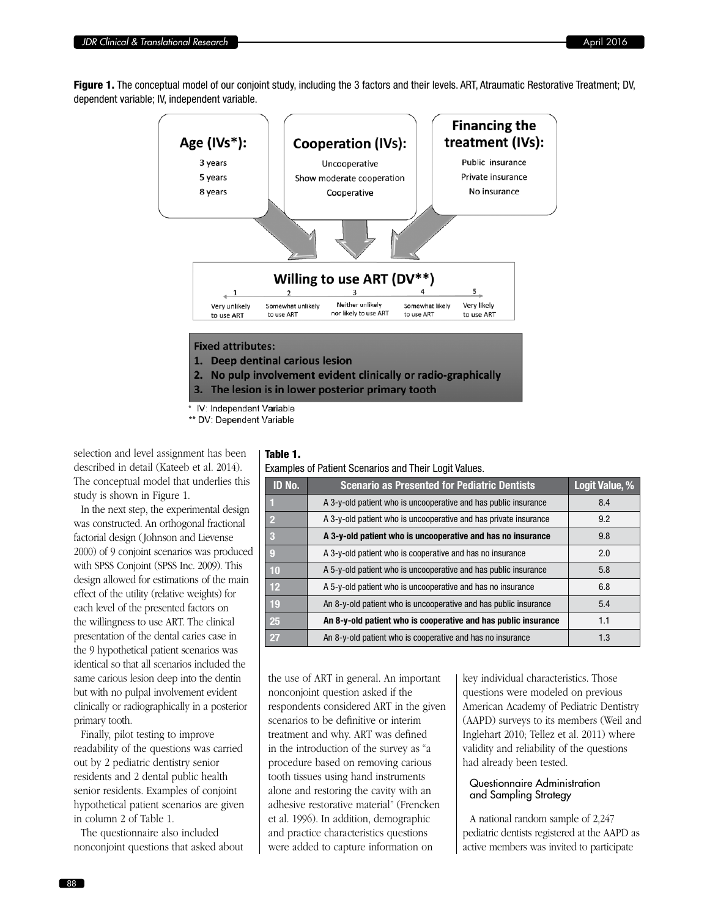**Figure 1.** The conceptual model of our conjoint study, including the 3 factors and their levels. ART, Atraumatic Restorative Treatment; DV, dependent variable; IV, independent variable.

**Age (IVs*):**
3 years
5 years
8 years

**Cooperation (IVs):**
Uncooperative
Show moderate cooperation
Cooperative

**Financing the treatment (IVs):**
Public insurance
Private insurance
No insurance

**Willing to use ART (DV**)**

| 1 | 2 | 3 | 4 | 5 |
|---|---|---|---|---|
| Very unlikely to use ART | Somewhat unlikely to use ART | Neither unlikely nor likely to use ART | Somewhat likely to use ART | Very likely to use ART |

**Fixed attributes:**
1. **Deep dentinal carious lesion**
2. **No pulp involvement evident clinically or radio-graphically**
3. **The lesion is in lower posterior primary tooth**

\* IV: Independent Variable
\*\* DV: Dependent Variable

selection and level assignment has been described in detail (Kateeb et al. 2014). The conceptual model that underlies this study is shown in Figure 1.

In the next step, the experimental design was constructed. An orthogonal fractional factorial design (Johnson and Lievense 2000) of 9 conjoint scenarios was produced with SPSS Conjoint (SPSS Inc. 2009). This design allowed for estimations of the main effect of the utility (relative weights) for each level of the presented factors on the willingness to use ART. The clinical presentation of the dental caries case in the 9 hypothetical patient scenarios was identical so that all scenarios included the same carious lesion deep into the dentin but with no pulpal involvement evident clinically or radiographically in a posterior primary tooth.

Finally, pilot testing to improve readability of the questions was carried out by 2 pediatric dentistry senior residents and 2 dental public health senior residents. Examples of conjoint hypothetical patient scenarios are given in column 2 of Table 1.

The questionnaire also included nonconjoint questions that asked about the use of ART in general. An important nonconjoint question asked if the respondents considered ART in the given scenarios to be definitive or interim treatment and why. ART was defined in the introduction of the survey as "a procedure based on removing carious tooth tissues using hand instruments alone and restoring the cavity with an adhesive restorative material" (Frencken et al. 1996). In addition, demographic and practice characteristics questions were added to capture information on key individual characteristics. Those questions were modeled on previous American Academy of Pediatric Dentistry (AAPD) surveys to its members (Weil and Inglehart 2010; Tellez et al. 2011) where validity and reliability of the questions had already been tested.

**Table 1.**
Examples of Patient Scenarios and Their Logit Values.

| ID No. | Scenario as Presented for Pediatric Dentists | Logit Value, % |
|---|---|---|
| 1 | A 3-y-old patient who is uncooperative and has public insurance | 8.4 |
| 2 | A 3-y-old patient who is uncooperative and has private insurance | 9.2 |
| 3 | **A 3-y-old patient who is uncooperative and has no insurance** | 9.8 |
| 9 | A 3-y-old patient who is cooperative and has no insurance | 2.0 |
| 10 | A 5-y-old patient who is uncooperative and has public insurance | 5.8 |
| 12 | A 5-y-old patient who is uncooperative and has no insurance | 6.8 |
| 19 | An 8-y-old patient who is uncooperative and has public insurance | 5.4 |
| 25 | **An 8-y-old patient who is cooperative and has public insurance** | 1.1 |
| 27 | An 8-y-old patient who is cooperative and has no insurance | 1.3 |

### Questionnaire Administration and Sampling Strategy

A national random sample of 2,247 pediatric dentists registered at the AAPD as active members was invited to participate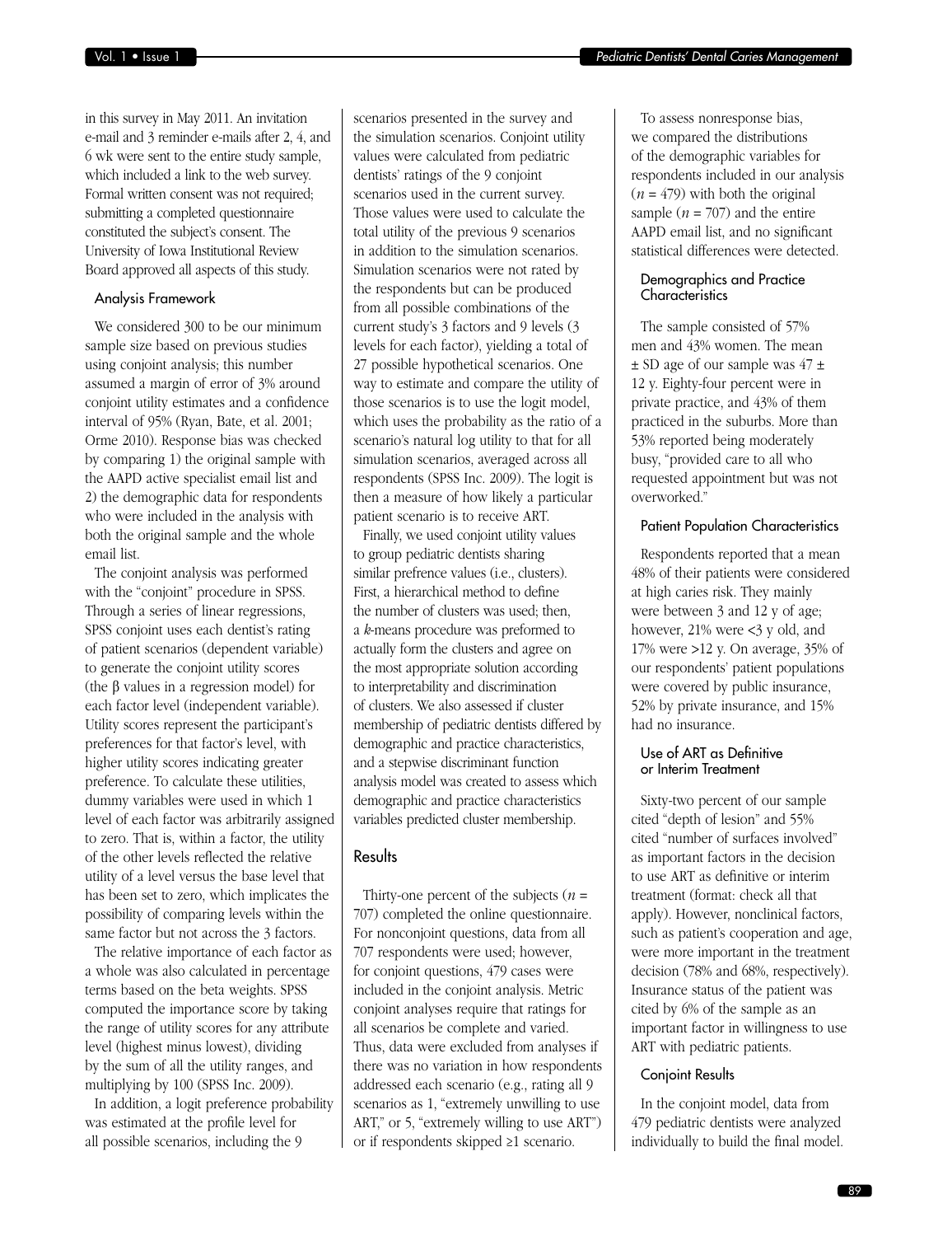in this survey in May 2011. An invitation e-mail and 3 reminder e-mails after 2, 4, and 6 wk were sent to the entire study sample, which included a link to the web survey. Formal written consent was not required; submitting a completed questionnaire constituted the subject's consent. The University of Iowa Institutional Review Board approved all aspects of this study.

### Analysis Framework

We considered 300 to be our minimum sample size based on previous studies using conjoint analysis; this number assumed a margin of error of 3% around conjoint utility estimates and a confidence interval of 95% (Ryan, Bate, et al. 2001; Orme 2010). Response bias was checked by comparing 1) the original sample with the AAPD active specialist email list and 2) the demographic data for respondents who were included in the analysis with both the original sample and the whole email list.

The conjoint analysis was performed with the "conjoint" procedure in SPSS. Through a series of linear regressions, SPSS conjoint uses each dentist's rating of patient scenarios (dependent variable) to generate the conjoint utility scores (the β values in a regression model) for each factor level (independent variable). Utility scores represent the participant's preferences for that factor's level, with higher utility scores indicating greater preference. To calculate these utilities, dummy variables were used in which 1 level of each factor was arbitrarily assigned to zero. That is, within a factor, the utility of the other levels reflected the relative utility of a level versus the base level that has been set to zero, which implicates the possibility of comparing levels within the same factor but not across the 3 factors.

The relative importance of each factor as a whole was also calculated in percentage terms based on the beta weights. SPSS computed the importance score by taking the range of utility scores for any attribute level (highest minus lowest), dividing by the sum of all the utility ranges, and multiplying by 100 (SPSS Inc. 2009).

In addition, a logit preference probability was estimated at the profile level for all possible scenarios, including the 9 scenarios presented in the survey and the simulation scenarios. Conjoint utility values were calculated from pediatric dentists' ratings of the 9 conjoint scenarios used in the current survey. Those values were used to calculate the total utility of the previous 9 scenarios in addition to the simulation scenarios. Simulation scenarios were not rated by the respondents but can be produced from all possible combinations of the current study's 3 factors and 9 levels (3 levels for each factor), yielding a total of 27 possible hypothetical scenarios. One way to estimate and compare the utility of those scenarios is to use the logit model, which uses the probability as the ratio of a scenario's natural log utility to that for all simulation scenarios, averaged across all respondents (SPSS Inc. 2009). The logit is then a measure of how likely a particular patient scenario is to receive ART.

Finally, we used conjoint utility values to group pediatric dentists sharing similar prefrence values (i.e., clusters). First, a hierarchical method to define the number of clusters was used; then, a *k*-means procedure was preformed to actually form the clusters and agree on the most appropriate solution according to interpretability and discrimination of clusters. We also assessed if cluster membership of pediatric dentists differed by demographic and practice characteristics, and a stepwise discriminant function analysis model was created to assess which demographic and practice characteristics variables predicted cluster membership.

## Results

Thirty-one percent of the subjects ($n$ = 707) completed the online questionnaire. For nonconjoint questions, data from all 707 respondents were used; however, for conjoint questions, 479 cases were included in the conjoint analysis. Metric conjoint analyses require that ratings for all scenarios be complete and varied. Thus, data were excluded from analyses if there was no variation in how respondents addressed each scenario (e.g., rating all 9 scenarios as 1, "extremely unwilling to use ART," or 5, "extremely willing to use ART") or if respondents skipped ≥1 scenario.

To assess nonresponse bias, we compared the distributions of the demographic variables for respondents included in our analysis ($n$ = 479) with both the original sample ($n$ = 707) and the entire AAPD email list, and no significant statistical differences were detected.

### Demographics and Practice Characteristics

The sample consisted of 57% men and 43% women. The mean ± SD age of our sample was 47 ± 12 y. Eighty-four percent were in private practice, and 43% of them practiced in the suburbs. More than 53% reported being moderately busy, "provided care to all who requested appointment but was not overworked."

### Patient Population Characteristics

Respondents reported that a mean 48% of their patients were considered at high caries risk. They mainly were between 3 and 12 y of age; however, 21% were <3 y old, and 17% were >12 y. On average, 35% of our respondents' patient populations were covered by public insurance, 52% by private insurance, and 15% had no insurance.

### Use of ART as Definitive or Interim Treatment

Sixty-two percent of our sample cited "depth of lesion" and 55% cited "number of surfaces involved" as important factors in the decision to use ART as definitive or interim treatment (format: check all that apply). However, nonclinical factors, such as patient's cooperation and age, were more important in the treatment decision (78% and 68%, respectively). Insurance status of the patient was cited by 6% of the sample as an important factor in willingness to use ART with pediatric patients.

### Conjoint Results

In the conjoint model, data from 479 pediatric dentists were analyzed individually to build the final model.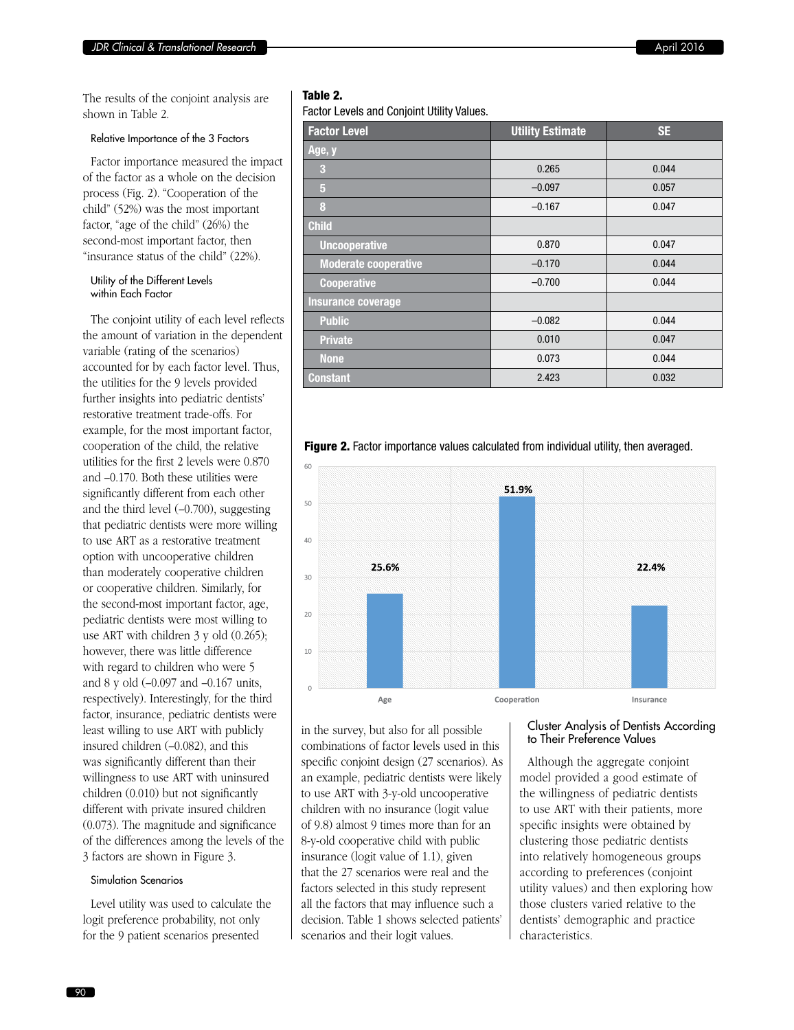The results of the conjoint analysis are shown in Table 2.

### Relative Importance of the 3 Factors

Factor importance measured the impact of the factor as a whole on the decision process (Fig. 2). "Cooperation of the child" (52%) was the most important factor, "age of the child" (26%) the second-most important factor, then "insurance status of the child" (22%).

### Utility of the Different Levels within Each Factor

The conjoint utility of each level reflects the amount of variation in the dependent variable (rating of the scenarios) accounted for by each factor level. Thus, the utilities for the 9 levels provided further insights into pediatric dentists' restorative treatment trade-offs. For example, for the most important factor, cooperation of the child, the relative utilities for the first 2 levels were 0.870 and –0.170. Both these utilities were significantly different from each other and the third level (–0.700), suggesting that pediatric dentists were more willing to use ART as a restorative treatment option with uncooperative children than moderately cooperative children or cooperative children. Similarly, for the second-most important factor, age, pediatric dentists were most willing to use ART with children 3 y old (0.265); however, there was little difference with regard to children who were 5 and 8 y old (–0.097 and –0.167 units, respectively). Interestingly, for the third factor, insurance, pediatric dentists were least willing to use ART with publicly insured children (–0.082), and this was significantly different than their willingness to use ART with uninsured children (0.010) but not significantly different with private insured children (0.073). The magnitude and significance of the differences among the levels of the 3 factors are shown in Figure 3.

### Simulation Scenarios

Level utility was used to calculate the logit preference probability, not only for the 9 patient scenarios presented in the survey, but also for all possible combinations of factor levels used in this specific conjoint design (27 scenarios). As an example, pediatric dentists were likely to use ART with 3-y-old uncooperative children with no insurance (logit value of 9.8) almost 9 times more than for an 8-y-old cooperative child with public insurance (logit value of 1.1), given that the 27 scenarios were real and the factors selected in this study represent all the factors that may influence such a decision. Table 1 shows selected patients' scenarios and their logit values.

**Table 2.**
Factor Levels and Conjoint Utility Values.

| Factor Level | Utility Estimate | SE |
|---|---|---|
| **Age, y** | | |
| 3 | 0.265 | 0.044 |
| 5 | –0.097 | 0.057 |
| 8 | –0.167 | 0.047 |
| **Child** | | |
| Uncooperative | 0.870 | 0.047 |
| Moderate cooperative | –0.170 | 0.044 |
| Cooperative | –0.700 | 0.044 |
| **Insurance coverage** | | |
| Public | –0.082 | 0.044 |
| Private | 0.010 | 0.047 |
| None | 0.073 | 0.044 |
| **Constant** | 2.423 | 0.032 |

**Figure 2.** Factor importance values calculated from individual utility, then averaged.

| Factor | Importance (%) |
|---|---|
| Age | 25.6% |
| Cooperation | 51.9% |
| Insurance | 22.4% |

### Cluster Analysis of Dentists According to Their Preference Values

Although the aggregate conjoint model provided a good estimate of the willingness of pediatric dentists to use ART with their patients, more specific insights were obtained by clustering those pediatric dentists into relatively homogeneous groups according to preferences (conjoint utility values) and then exploring how those clusters varied relative to the dentists' demographic and practice characteristics.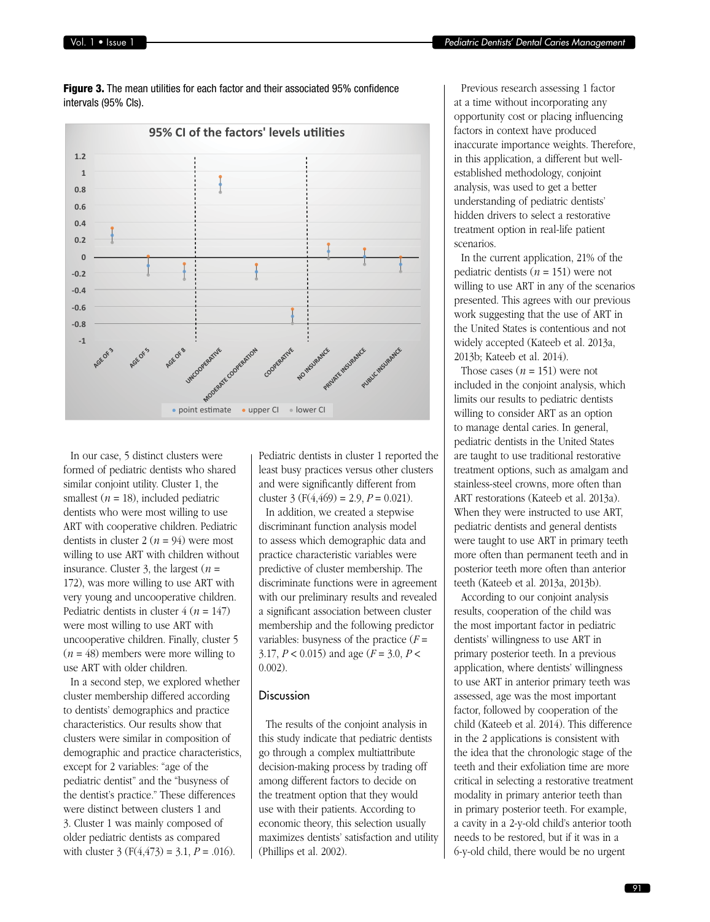**Figure 3.** The mean utilities for each factor and their associated 95% confidence intervals (95% CIs).

In our case, 5 distinct clusters were formed of pediatric dentists who shared similar conjoint utility. Cluster 1, the smallest (*n* = 18), included pediatric dentists who were most willing to use ART with cooperative children. Pediatric dentists in cluster 2 (*n* = 94) were most willing to use ART with children without insurance. Cluster 3, the largest (*n* = 172), was more willing to use ART with very young and uncooperative children. Pediatric dentists in cluster 4 (*n* = 147) were most willing to use ART with uncooperative children. Finally, cluster 5 (*n* = 48) members were more willing to use ART with older children.

In a second step, we explored whether cluster membership differed according to dentists' demographics and practice characteristics. Our results show that clusters were similar in composition of demographic and practice characteristics, except for 2 variables: "age of the pediatric dentist" and the "busyness of the dentist's practice." These differences were distinct between clusters 1 and 3. Cluster 1 was mainly composed of older pediatric dentists as compared with cluster 3 ($F(4,473) = 3.1$, $P = .016$). Pediatric dentists in cluster 1 reported the least busy practices versus other clusters and were significantly different from cluster 3 ($F(4,469) = 2.9$, $P = 0.021$).

In addition, we created a stepwise discriminant function analysis model to assess which demographic data and practice characteristic variables were predictive of cluster membership. The discriminate functions were in agreement with our preliminary results and revealed a significant association between cluster membership and the following predictor variables: busyness of the practice ($F = 3.17$, $P < 0.015$) and age ($F = 3.0$, $P < 0.002$).

## Discussion

The results of the conjoint analysis in this study indicate that pediatric dentists go through a complex multiattribute decision-making process by trading off among different factors to decide on the treatment option that they would use with their patients. According to economic theory, this selection usually maximizes dentists' satisfaction and utility (Phillips et al. 2002).

Previous research assessing 1 factor at a time without incorporating any opportunity cost or placing influencing factors in context have produced inaccurate importance weights. Therefore, in this application, a different but well-established methodology, conjoint analysis, was used to get a better understanding of pediatric dentists' hidden drivers to select a restorative treatment option in real-life patient scenarios.

In the current application, 21% of the pediatric dentists (*n* = 151) were not willing to use ART in any of the scenarios presented. This agrees with our previous work suggesting that the use of ART in the United States is contentious and not widely accepted (Kateeb et al. 2013a, 2013b; Kateeb et al. 2014).

Those cases (*n* = 151) were not included in the conjoint analysis, which limits our results to pediatric dentists willing to consider ART as an option to manage dental caries. In general, pediatric dentists in the United States are taught to use traditional restorative treatment options, such as amalgam and stainless-steel crowns, more often than ART restorations (Kateeb et al. 2013a). When they were instructed to use ART, pediatric dentists and general dentists were taught to use ART in primary teeth more often than permanent teeth and in posterior teeth more often than anterior teeth (Kateeb et al. 2013a, 2013b).

According to our conjoint analysis results, cooperation of the child was the most important factor in pediatric dentists' willingness to use ART in primary posterior teeth. In a previous application, where dentists' willingness to use ART in anterior primary teeth was assessed, age was the most important factor, followed by cooperation of the child (Kateeb et al. 2014). This difference in the 2 applications is consistent with the idea that the chronologic stage of the teeth and their exfoliation time are more critical in selecting a restorative treatment modality in primary anterior teeth than in primary posterior teeth. For example, a cavity in a 2-y-old child's anterior tooth needs to be restored, but if it was in a 6-y-old child, there would be no urgent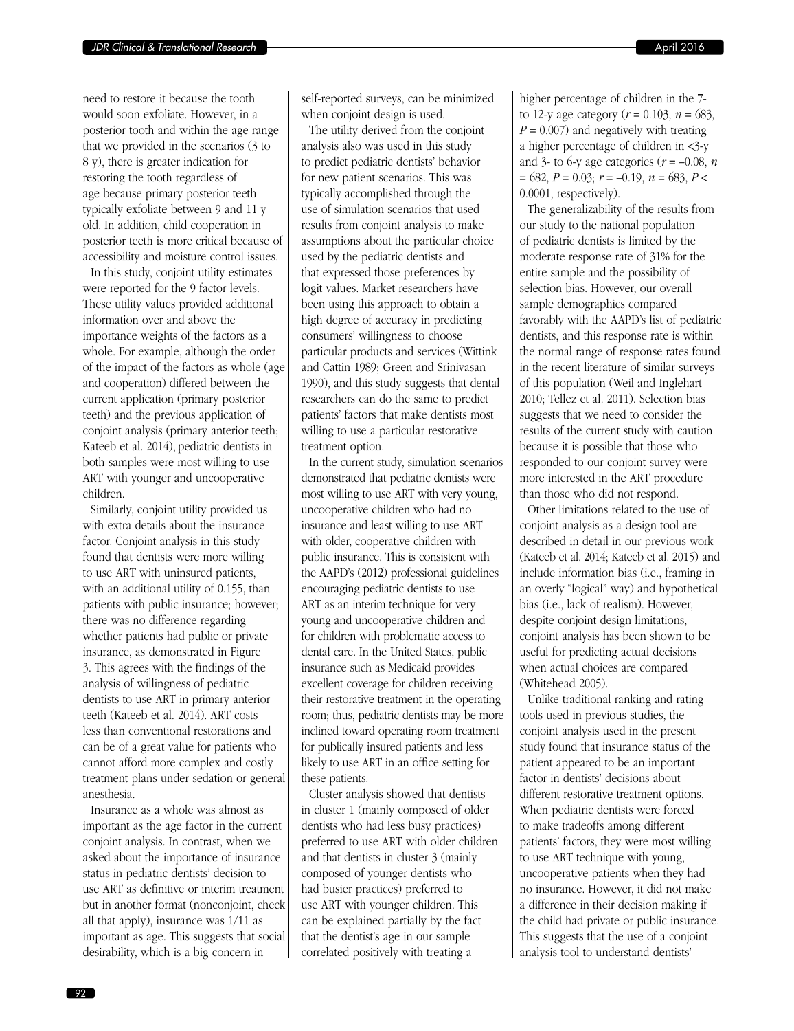need to restore it because the tooth would soon exfoliate. However, in a posterior tooth and within the age range that we provided in the scenarios (3 to 8 y), there is greater indication for restoring the tooth regardless of age because primary posterior teeth typically exfoliate between 9 and 11 y old. In addition, child cooperation in posterior teeth is more critical because of accessibility and moisture control issues.

In this study, conjoint utility estimates were reported for the 9 factor levels. These utility values provided additional information over and above the importance weights of the factors as a whole. For example, although the order of the impact of the factors as whole (age and cooperation) differed between the current application (primary posterior teeth) and the previous application of conjoint analysis (primary anterior teeth; Kateeb et al. 2014), pediatric dentists in both samples were most willing to use ART with younger and uncooperative children.

Similarly, conjoint utility provided us with extra details about the insurance factor. Conjoint analysis in this study found that dentists were more willing to use ART with uninsured patients, with an additional utility of 0.155, than patients with public insurance; however, there was no difference regarding whether patients had public or private insurance, as demonstrated in Figure 3. This agrees with the findings of the analysis of willingness of pediatric dentists to use ART in primary anterior teeth (Kateeb et al. 2014). ART costs less than conventional restorations and can be of a great value for patients who cannot afford more complex and costly treatment plans under sedation or general anesthesia.

Insurance as a whole was almost as important as the age factor in the current conjoint analysis. In contrast, when we asked about the importance of insurance status in pediatric dentists' decision to use ART as definitive or interim treatment but in another format (nonconjoint, check all that apply), insurance was 1/11 as important as age. This suggests that social desirability, which is a big concern in self-reported surveys, can be minimized when conjoint design is used.

The utility derived from the conjoint analysis also was used in this study to predict pediatric dentists' behavior for new patient scenarios. This was typically accomplished through the use of simulation scenarios that used results from conjoint analysis to make assumptions about the particular choice used by the pediatric dentists and that expressed those preferences by logit values. Market researchers have been using this approach to obtain a high degree of accuracy in predicting consumers' willingness to choose particular products and services (Wittink and Cattin 1989; Green and Srinivasan 1990), and this study suggests that dental researchers can do the same to predict patients' factors that make dentists most willing to use a particular restorative treatment option.

In the current study, simulation scenarios demonstrated that pediatric dentists were most willing to use ART with very young, uncooperative children who had no insurance and least willing to use ART with older, cooperative children with public insurance. This is consistent with the AAPD's (2012) professional guidelines encouraging pediatric dentists to use ART as an interim technique for very young and uncooperative children and for children with problematic access to dental care. In the United States, public insurance such as Medicaid provides excellent coverage for children receiving their restorative treatment in the operating room; thus, pediatric dentists may be more inclined toward operating room treatment for publically insured patients and less likely to use ART in an office setting for these patients.

Cluster analysis showed that dentists in cluster 1 (mainly composed of older dentists who had less busy practices) preferred to use ART with older children and that dentists in cluster 3 (mainly composed of younger dentists who had busier practices) preferred to use ART with younger children. This can be explained partially by the fact that the dentist's age in our sample correlated positively with treating a higher percentage of children in the 7- to 12-y age category ($r = 0.103$, $n = 683$, $P = 0.007$) and negatively with treating a higher percentage of children in <3-y and 3- to 6-y age categories ($r = -0.08$, $n = 682$, $P = 0.03$; $r = -0.19$, $n = 683$, $P < 0.0001$, respectively).

The generalizability of the results from our study to the national population of pediatric dentists is limited by the moderate response rate of 31% for the entire sample and the possibility of selection bias. However, our overall sample demographics compared favorably with the AAPD's list of pediatric dentists, and this response rate is within the normal range of response rates found in the recent literature of similar surveys of this population (Weil and Inglehart 2010; Tellez et al. 2011). Selection bias suggests that we need to consider the results of the current study with caution because it is possible that those who responded to our conjoint survey were more interested in the ART procedure than those who did not respond.

Other limitations related to the use of conjoint analysis as a design tool are described in detail in our previous work (Kateeb et al. 2014; Kateeb et al. 2015) and include information bias (i.e., framing in an overly "logical" way) and hypothetical bias (i.e., lack of realism). However, despite conjoint design limitations, conjoint analysis has been shown to be useful for predicting actual decisions when actual choices are compared (Whitehead 2005).

Unlike traditional ranking and rating tools used in previous studies, the conjoint analysis used in the present study found that insurance status of the patient appeared to be an important factor in dentists' decisions about different restorative treatment options. When pediatric dentists were forced to make tradeoffs among different patients' factors, they were most willing to use ART technique with young, uncooperative patients when they had no insurance. However, it did not make a difference in their decision making if the child had private or public insurance. This suggests that the use of a conjoint analysis tool to understand dentists'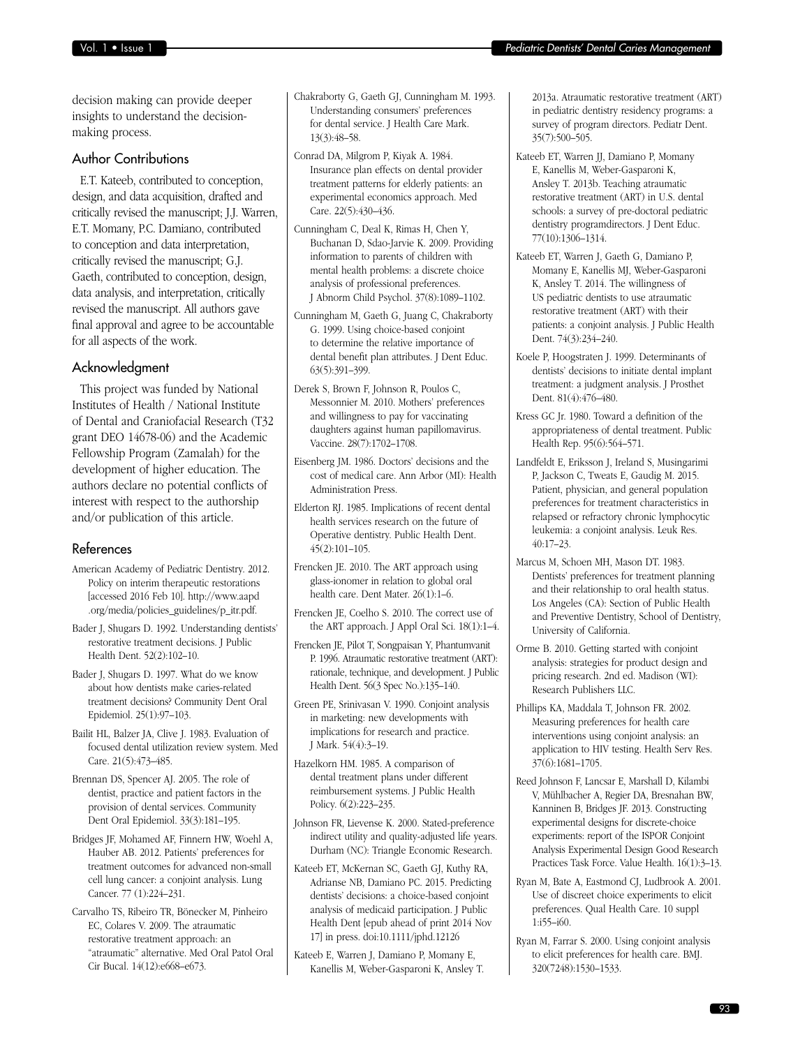decision making can provide deeper insights to understand the decision-making process.

## Author Contributions

E.T. Kateeb, contributed to conception, design, and data acquisition, drafted and critically revised the manuscript; J.J. Warren, E.T. Momany, P.C. Damiano, contributed to conception and data interpretation, critically revised the manuscript; G.J. Gaeth, contributed to conception, design, data analysis, and interpretation, critically revised the manuscript. All authors gave final approval and agree to be accountable for all aspects of the work.

## Acknowledgment

This project was funded by National Institutes of Health / National Institute of Dental and Craniofacial Research (T32 grant DEO 14678-06) and the Academic Fellowship Program (Zamalah) for the development of higher education. The authors declare no potential conflicts of interest with respect to the authorship and/or publication of this article.

## References

American Academy of Pediatric Dentistry. 2012. Policy on interim therapeutic restorations [accessed 2016 Feb 10]. http://www.aapd.org/media/policies_guidelines/p_itr.pdf.

Bader J, Shugars D. 1992. Understanding dentists' restorative treatment decisions. J Public Health Dent. 52(2):102–10.

Bader J, Shugars D. 1997. What do we know about how dentists make caries-related treatment decisions? Community Dent Oral Epidemiol. 25(1):97–103.

Bailit HL, Balzer JA, Clive J. 1983. Evaluation of focused dental utilization review system. Med Care. 21(5):473–485.

Brennan DS, Spencer AJ. 2005. The role of dentist, practice and patient factors in the provision of dental services. Community Dent Oral Epidemiol. 33(3):181–195.

Bridges JF, Mohamed AF, Finnern HW, Woehl A, Hauber AB. 2012. Patients' preferences for treatment outcomes for advanced non-small cell lung cancer: a conjoint analysis. Lung Cancer. 77 (1):224–231.

Carvalho TS, Ribeiro TR, Bönecker M, Pinheiro EC, Colares V. 2009. The atraumatic restorative treatment approach: an "atraumatic" alternative. Med Oral Patol Oral Cir Bucal. 14(12):e668–e673.

Chakraborty G, Gaeth GJ, Cunningham M. 1993. Understanding consumers' preferences for dental service. J Health Care Mark. 13(3):48–58.

Conrad DA, Milgrom P, Kiyak A. 1984. Insurance plan effects on dental provider treatment patterns for elderly patients: an experimental economics approach. Med Care. 22(5):430–436.

Cunningham C, Deal K, Rimas H, Chen Y, Buchanan D, Sdao-Jarvie K. 2009. Providing information to parents of children with mental health problems: a discrete choice analysis of professional preferences. J Abnorm Child Psychol. 37(8):1089–1102.

Cunningham M, Gaeth G, Juang C, Chakraborty G. 1999. Using choice-based conjoint to determine the relative importance of dental benefit plan attributes. J Dent Educ. 63(5):391–399.

Derek S, Brown F, Johnson R, Poulos C, Messonnier M. 2010. Mothers' preferences and willingness to pay for vaccinating daughters against human papillomavirus. Vaccine. 28(7):1702–1708.

Eisenberg JM. 1986. Doctors' decisions and the cost of medical care. Ann Arbor (MI): Health Administration Press.

Elderton RJ. 1985. Implications of recent dental health services research on the future of Operative dentistry. Public Health Dent. 45(2):101–105.

Frencken JE. 2010. The ART approach using glass-ionomer in relation to global oral health care. Dent Mater. 26(1):1–6.

Frencken JE, Coelho S. 2010. The correct use of the ART approach. J Appl Oral Sci. 18(1):1–4.

Frencken JE, Pilot T, Songpaisan Y, Phantumvanit P. 1996. Atraumatic restorative treatment (ART): rationale, technique, and development. J Public Health Dent. 56(3 Spec No.):135–140.

Green PE, Srinivasan V. 1990. Conjoint analysis in marketing: new developments with implications for research and practice. J Mark. 54(4):3–19.

Hazelkorn HM. 1985. A comparison of dental treatment plans under different reimbursement systems. J Public Health Policy. 6(2):223–235.

Johnson FR, Lievense K. 2000. Stated-preference indirect utility and quality-adjusted life years. Durham (NC): Triangle Economic Research.

Kateeb ET, McKernan SC, Gaeth GJ, Kuthy RA, Adrianse NB, Damiano PC. 2015. Predicting dentists' decisions: a choice-based conjoint analysis of medicaid participation. J Public Health Dent [epub ahead of print 2014 Nov 17] in press. doi:10.1111/jphd.12126

Kateeb E, Warren J, Damiano P, Momany E, Kanellis M, Weber-Gasparoni K, Ansley T. 2013a. Atraumatic restorative treatment (ART) in pediatric dentistry residency programs: a survey of program directors. Pediatr Dent. 35(7):500–505.

Kateeb ET, Warren JJ, Damiano P, Momany E, Kanellis M, Weber-Gasparoni K, Ansley T. 2013b. Teaching atraumatic restorative treatment (ART) in U.S. dental schools: a survey of pre-doctoral pediatric dentistry programdirectors. J Dent Educ. 77(10):1306–1314.

Kateeb ET, Warren J, Gaeth G, Damiano P, Momany E, Kanellis MJ, Weber-Gasparoni K, Ansley T. 2014. The willingness of US pediatric dentists to use atraumatic restorative treatment (ART) with their patients: a conjoint analysis. J Public Health Dent. 74(3):234–240.

Koele P, Hoogstraten J. 1999. Determinants of dentists' decisions to initiate dental implant treatment: a judgment analysis. J Prosthet Dent. 81(4):476–480.

Kress GC Jr. 1980. Toward a definition of the appropriateness of dental treatment. Public Health Rep. 95(6):564–571.

Landfeldt E, Eriksson J, Ireland S, Musingarimi P, Jackson C, Tweats E, Gaudig M. 2015. Patient, physician, and general population preferences for treatment characteristics in relapsed or refractory chronic lymphocytic leukemia: a conjoint analysis. Leuk Res. 40:17–23.

Marcus M, Schoen MH, Mason DT. 1983. Dentists' preferences for treatment planning and their relationship to oral health status. Los Angeles (CA): Section of Public Health and Preventive Dentistry, School of Dentistry, University of California.

Orme B. 2010. Getting started with conjoint analysis: strategies for product design and pricing research. 2nd ed. Madison (WI): Research Publishers LLC.

Phillips KA, Maddala T, Johnson FR. 2002. Measuring preferences for health care interventions using conjoint analysis: an application to HIV testing. Health Serv Res. 37(6):1681–1705.

Reed Johnson F, Lancsar E, Marshall D, Kilambi V, Mühlbacher A, Regier DA, Bresnahan BW, Kanninen B, Bridges JF. 2013. Constructing experimental designs for discrete-choice experiments: report of the ISPOR Conjoint Analysis Experimental Design Good Research Practices Task Force. Value Health. 16(1):3–13.

Ryan M, Bate A, Eastmond CJ, Ludbrook A. 2001. Use of discreet choice experiments to elicit preferences. Qual Health Care. 10 suppl 1:i55–i60.

Ryan M, Farrar S. 2000. Using conjoint analysis to elicit preferences for health care. BMJ. 320(7248):1530–1533.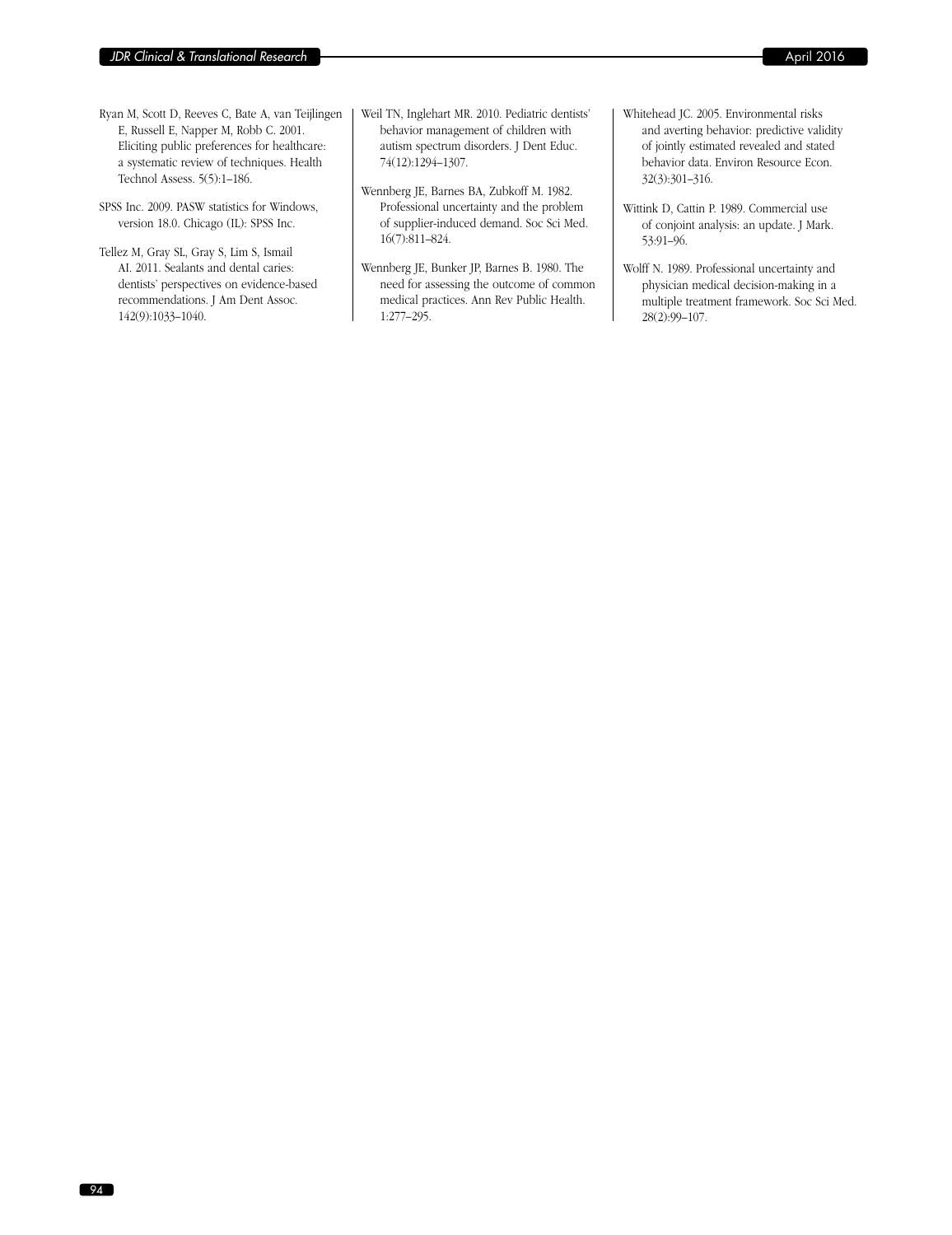Ryan M, Scott D, Reeves C, Bate A, van Teijlingen E, Russell E, Napper M, Robb C. 2001. Eliciting public preferences for healthcare: a systematic review of techniques. Health Technol Assess. 5(5):1–186.

SPSS Inc. 2009. PASW statistics for Windows, version 18.0. Chicago (IL): SPSS Inc.

Tellez M, Gray SL, Gray S, Lim S, Ismail AI. 2011. Sealants and dental caries: dentists' perspectives on evidence-based recommendations. J Am Dent Assoc. 142(9):1033–1040.

Weil TN, Inglehart MR. 2010. Pediatric dentists' behavior management of children with autism spectrum disorders. J Dent Educ. 74(12):1294–1307.

Wennberg JE, Barnes BA, Zubkoff M. 1982. Professional uncertainty and the problem of supplier-induced demand. Soc Sci Med. 16(7):811–824.

Wennberg JE, Bunker JP, Barnes B. 1980. The need for assessing the outcome of common medical practices. Ann Rev Public Health. 1:277–295.

Whitehead JC. 2005. Environmental risks and averting behavior: predictive validity of jointly estimated revealed and stated behavior data. Environ Resource Econ. 32(3):301–316.

Wittink D, Cattin P. 1989. Commercial use of conjoint analysis: an update. J Mark. 53:91–96.

Wolff N. 1989. Professional uncertainty and physician medical decision-making in a multiple treatment framework. Soc Sci Med. 28(2):99–107.